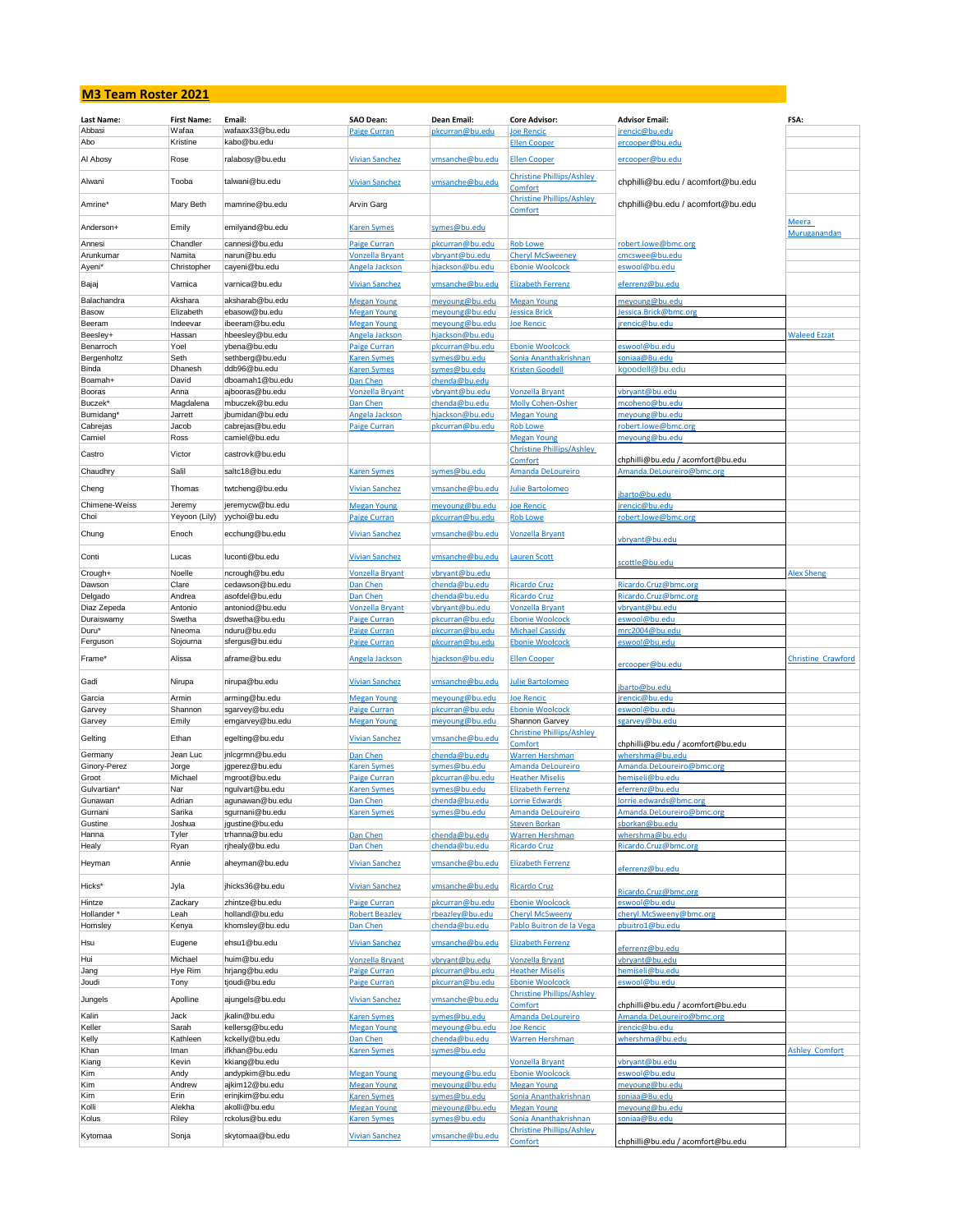# M3 Team Roster 2021

| Last Name: | First Name: | Email: | SAO Dean: | Dean Email: | Core Advisor: | Advisor Email: | FSA: |
|---|---|---|---|---|---|---|---|
| Abbasi | Wafaa | wafaax33@bu.edu | Paige Curran | pkcurran@bu.edu | Joe Rencic | jrencic@bu.edu | |
| Abo | Kristine | kabo@bu.edu | | | Ellen Cooper | ercooper@bu.edu | |
| Al Abosy | Rose | ralabosy@bu.edu | Vivian Sanchez | vmsanche@bu.edu | Ellen Cooper | ercooper@bu.edu | |
| Alwani | Tooba | talwani@bu.edu | Vivian Sanchez | vmsanche@bu.edu | Christine Phillips/Ashley Comfort | chphilli@bu.edu / acomfort@bu.edu | |
| Amrine* | Mary Beth | mamrine@bu.edu | Arvin Garg | | Christine Phillips/Ashley Comfort | chphilli@bu.edu / acomfort@bu.edu | |
| Anderson+ | Emily | emilyand@bu.edu | Karen Symes | symes@bu.edu | | | Meera Muruganandan |
| Annesi | Chandler | cannesi@bu.edu | Paige Curran | pkcurran@bu.edu | Rob Lowe | robert.lowe@bmc.org | |
| Arunkumar | Namita | narun@bu.edu | Vonzella Bryant | vbryant@bu.edu | Cheryl McSweeney | cmcswee@bu.edu | |
| Ayeni* | Christopher | cayeni@bu.edu | Angela Jackson | hjackson@bu.edu | Ebonie Woolcock | eswool@bu.edu | |
| Bajaj | Varnica | varnica@bu.edu | Vivian Sanchez | vmsanche@bu.edu | Elizabeth Ferrenz | eferrenz@bu.edu | |
| Balachandra | Akshara | aksharab@bu.edu | Megan Young | meyoung@bu.edu | Megan Young | meyoung@bu.edu | |
| Basow | Elizabeth | ebasow@bu.edu | Megan Young | meyoung@bu.edu | Jessica Brick | Jessica.Brick@bmc.org | |
| Beeram | Indeevar | ibeeram@bu.edu | Megan Young | meyoung@bu.edu | Joe Rencic | jrencic@bu.edu | |
| Beesley+ | Hassan | hbeesley@bu.edu | Angela Jackson | hjackson@bu.edu | | | Waleed Ezzat |
| Benarroch | Yoel | ybena@bu.edu | Paige Curran | pkcurran@bu.edu | Ebonie Woolcock | eswool@bu.edu | |
| Bergenholtz | Seth | sethberg@bu.edu | Karen Symes | symes@bu.edu | Sonia Ananthakrishnan | soniaa@Bu.edu | |
| Binda | Dhanesh | ddb96@bu.edu | Karen Symes | symes@bu.edu | Kristen Goodell | kgoodell@bu.edu | |
| Boamah+ | David | dboamah1@bu.edu | Dan Chen | chenda@bu.edu | | | |
| Booras | Anna | ajbooras@bu.edu | Vonzella Bryant | vbryant@bu.edu | Vonzella Bryant | vbryant@bu.edu | |
| Buczek* | Magdalena | mbuczek@bu.edu | Dan Chen | chenda@bu.edu | Molly Cohen-Osher | mcoheno@bu.edu | |
| Bumidang* | Jarrett | jbumidan@bu.edu | Angela Jackson | hjackson@bu.edu | Megan Young | meyoung@bu.edu | |
| Cabrejas | Jacob | cabrejas@bu.edu | Paige Curran | pkcurran@bu.edu | Rob Lowe | robert.lowe@bmc.org | |
| Camiel | Ross | camiel@bu.edu | | | Megan Young | meyoung@bu.edu | |
| Castro | Victor | castrovk@bu.edu | | | Christine Phillips/Ashley Comfort | chphilli@bu.edu / acomfort@bu.edu | |
| Chaudhry | Salil | saltc18@bu.edu | Karen Symes | symes@bu.edu | Amanda DeLoureiro | Amanda.DeLoureiro@bmc.org | |
| Cheng | Thomas | twtcheng@bu.edu | Vivian Sanchez | vmsanche@bu.edu | Julie Bartolomeo | jbarto@bu.edu | |
| Chimene-Weiss | Jeremy | jeremycw@bu.edu | Megan Young | meyoung@bu.edu | Joe Rencic | jrencic@bu.edu | |
| Choi | Yeyoon (Lily) | yychoi@bu.edu | Paige Curran | pkcurran@bu.edu | Rob Lowe | robert.lowe@bmc.org | |
| Chung | Enoch | ecchung@bu.edu | Vivian Sanchez | vmsanche@bu.edu | Vonzella Bryant | vbryant@bu.edu | |
| Conti | Lucas | luconti@bu.edu | Vivian Sanchez | vmsanche@bu.edu | Lauren Scott | scottle@bu.edu | |
| Crough+ | Noelle | ncrough@bu.edu | Vonzella Bryant | vbryant@bu.edu | | | Alex Sheng |
| Dawson | Clare | cedawson@bu.edu | Dan Chen | chenda@bu.edu | Ricardo Cruz | Ricardo.Cruz@bmc.org | |
| Delgado | Andrea | asofdel@bu.edu | Dan Chen | chenda@bu.edu | Ricardo Cruz | Ricardo.Cruz@bmc.org | |
| Diaz Zepeda | Antonio | antoniod@bu.edu | Vonzella Bryant | vbryant@bu.edu | Vonzella Bryant | vbryant@bu.edu | |
| Duraiswamy | Swetha | dswetha@bu.edu | Paige Curran | pkcurran@bu.edu | Ebonie Woolcock | eswool@bu.edu | |
| Duru* | Nneoma | nduru@bu.edu | Paige Curran | pkcurran@bu.edu | Michael Cassidy | mrc2004@bu.edu | |
| Ferguson | Sojourna | sfergus@bu.edu | Paige Curran | pkcurran@bu.edu | Ebonie Woolcock | eswool@bu.edu | |
| Frame* | Alissa | aframe@bu.edu | Angela Jackson | hjackson@bu.edu | Ellen Cooper | ercooper@bu.edu | Christine Crawford |
| Gadi | Nirupa | nirupa@bu.edu | Vivian Sanchez | vmsanche@bu.edu | Julie Bartolomeo | jbarto@bu.edu | |
| Garcia | Armin | arming@bu.edu | Megan Young | meyoung@bu.edu | Joe Rencic | jrencic@bu.edu | |
| Garvey | Shannon | sgarvey@bu.edu | Paige Curran | pkcurran@bu.edu | Ebonie Woolcock | eswool@bu.edu | |
| Garvey | Emily | emgarvey@bu.edu | Megan Young | meyoung@bu.edu | Shannon Garvey | sgarvey@bu.edu | |
| Gelting | Ethan | egelting@bu.edu | Vivian Sanchez | vmsanche@bu.edu | Christine Phillips/Ashley Comfort | chphilli@bu.edu / acomfort@bu.edu | |
| Germany | Jean Luc | jnlcgrmn@bu.edu | Dan Chen | chenda@bu.edu | Warren Hershman | whershma@bu.edu | |
| Ginory-Perez | Jorge | jgperez@bu.edu | Karen Symes | symes@bu.edu | Amanda DeLoureiro | Amanda.DeLoureiro@bmc.org | |
| Groot | Michael | mgroot@bu.edu | Paige Curran | pkcurran@bu.edu | Heather Miselis | hemiseli@bu.edu | |
| Gulvartian* | Nar | ngulvart@bu.edu | Karen Symes | symes@bu.edu | Elizabeth Ferrenz | eferrenz@bu.edu | |
| Gunawan | Adrian | agunawan@bu.edu | Dan Chen | chenda@bu.edu | Lorrie Edwards | lorrie.edwards@bmc.org | |
| Gurnani | Sarika | sgurnani@bu.edu | Karen Symes | symes@bu.edu | Amanda DeLoureiro | Amanda.DeLoureiro@bmc.org | |
| Gustine | Joshua | jgustine@bu.edu | | | Steven Borkan | sborkan@bu.edu | |
| Hanna | Tyler | trhanna@bu.edu | Dan Chen | chenda@bu.edu | Warren Hershman | whershma@bu.edu | |
| Healy | Ryan | rjhealy@bu.edu | Dan Chen | chenda@bu.edu | Ricardo Cruz | Ricardo.Cruz@bmc.org | |
| Heyman | Annie | aheyman@bu.edu | Vivian Sanchez | vmsanche@bu.edu | Elizabeth Ferrenz | eferrenz@bu.edu | |
| Hicks* | Jyla | jhicks36@bu.edu | Vivian Sanchez | vmsanche@bu.edu | Ricardo Cruz | Ricardo.Cruz@bmc.org | |
| Hintze | Zackary | zhintze@bu.edu | Paige Curran | pkcurran@bu.edu | Ebonie Woolcock | eswool@bu.edu | |
| Hollander * | Leah | hollandl@bu.edu | Robert Beazley | rbeazley@bu.edu | Cheryl McSweeny | cheryl.McSweeny@bmc.org | |
| Hornsley | Kenya | khornsley@bu.edu | Dan Chen | chenda@bu.edu | Pablo Buitron de la Vega | pbuitro1@bu.edu | |
| Hsu | Eugene | ehsu1@bu.edu | Vivian Sanchez | vmsanche@bu.edu | Elizabeth Ferrenz | eferrenz@bu.edu | |
| Hui | Michael | huim@bu.edu | Vonzella Bryant | vbryant@bu.edu | Vonzella Bryant | vbryant@bu.edu | |
| Jang | Hye Rim | hrjang@bu.edu | Paige Curran | pkcurran@bu.edu | Heather Miselis | hemiseli@bu.edu | |
| Joudi | Tony | tjoudi@bu.edu | Paige Curran | pkcurran@bu.edu | Ebonie Woolcock | eswool@bu.edu | |
| Jungels | Apolline | ajungels@bu.edu | Vivian Sanchez | vmsanche@bu.edu | Christine Phillips/Ashley Comfort | chphilli@bu.edu / acomfort@bu.edu | |
| Kalin | Jack | jkalin@bu.edu | Karen Symes | symes@bu.edu | Amanda DeLoureiro | Amanda.DeLoureiro@bmc.org | |
| Keller | Sarah | kellersg@bu.edu | Megan Young | meyoung@bu.edu | Joe Rencic | jrencic@bu.edu | |
| Kelly | Kathleen | kckelly@bu.edu | Dan Chen | chenda@bu.edu | Warren Hershman | whershma@bu.edu | |
| Khan | Iman | ifkhan@bu.edu | Karen Symes | symes@bu.edu | | | Ashley Comfort |
| Kiang | Kevin | kkiang@bu.edu | | | Vonzella Bryant | vbryant@bu.edu | |
| Kim | Andy | andypkim@bu.edu | Megan Young | meyoung@bu.edu | Ebonie Woolcock | eswool@bu.edu | |
| Kim | Andrew | ajkim12@bu.edu | Megan Young | meyoung@bu.edu | Megan Young | meyoung@bu.edu | |
| Kim | Erin | erinjkim@bu.edu | Karen Symes | symes@bu.edu | Sonia Ananthakrishnan | soniaa@Bu.edu | |
| Kolli | Alekha | akolli@bu.edu | Megan Young | meyoung@bu.edu | Megan Young | meyoung@bu.edu | |
| Kolus | Riley | rckolus@bu.edu | Karen Symes | symes@bu.edu | Sonia Ananthakrishnan | soniaa@Bu.edu | |
| Kytomaa | Sonja | skytomaa@bu.edu | Vivian Sanchez | vmsanche@bu.edu | Christine Phillips/Ashley Comfort | chphilli@bu.edu / acomfort@bu.edu | |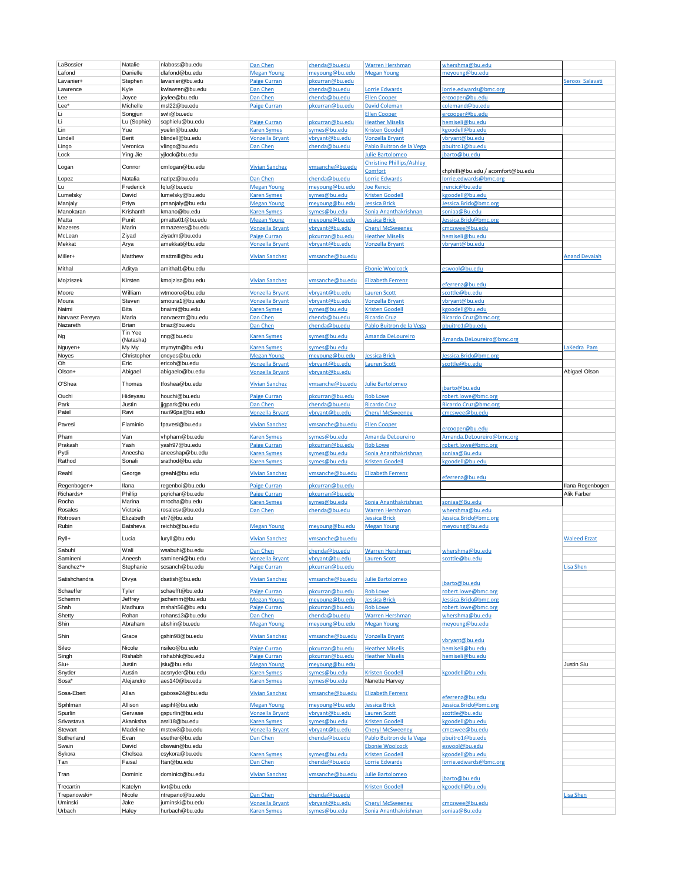| | | | | | | | |
|---|---|---|---|---|---|---|---|
| LaBossier | Natalie | nlaboss@bu.edu | Dan Chen | chenda@bu.edu | Warren Hershman | whershma@bu.edu | |
| Lafond | Danielle | dlafond@bu.edu | Megan Young | meyoung@bu.edu | Megan Young | meyoung@bu.edu | |
| Lavanier+ | Stephen | lavanier@bu.edu | Paige Curran | pkcurran@bu.edu | | | Seroos Salavati |
| Lawrence | Kyle | kwlawren@bu.edu | Dan Chen | chenda@bu.edu | Lorrie Edwards | lorrie.edwards@bmc.org | |
| Lee | Joyce | jcylee@bu.edu | Dan Chen | chenda@bu.edu | Ellen Cooper | ercooper@bu.edu | |
| Lee* | Michelle | msl22@bu.edu | Paige Curran | pkcurran@bu.edu | David Coleman | colemand@bu.edu | |
| Li | Songjun | swli@bu.edu | | | Ellen Cooper | ercooper@bu.edu | |
| Li | Lu (Sophie) | sophielu@bu.edu | Paige Curran | pkcurran@bu.edu | Heather Miselis | hemiseli@bu.edu | |
| Lin | Yue | yuelin@bu.edu | Karen Symes | symes@bu.edu | Kristen Goodell | kgoodell@bu.edu | |
| Lindell | Berit | blindell@bu.edu | Vonzella Bryant | vbryant@bu.edu | Vonzella Bryant | vbryant@bu.edu | |
| Lingo | Veronica | vlingo@bu.edu | Dan Chen | chenda@bu.edu | Pablo Buitron de la Vega | pbuitro1@bu.edu | |
| Lock | Ying Jie | yjlock@bu.edu | | | Julie Bartolomeo | jbarto@bu.edu | |
| Logan | Connor | cmlogan@bu.edu | Vivian Sanchez | vmsanche@bu.edu | Christine Phillips/Ashley Comfort | chphilli@bu.edu / acomfort@bu.edu | |
| Lopez | Natalia | natlpz@bu.edu | Dan Chen | chenda@bu.edu | Lorrie Edwards | lorrie.edwards@bmc.org | |
| Lu | Frederick | fqlu@bu.edu | Megan Young | meyoung@bu.edu | Joe Rencic | jrencic@bu.edu | |
| Lumelsky | David | lumelsky@bu.edu | Karen Symes | symes@bu.edu | Kristen Goodell | kgoodell@bu.edu | |
| Manjaly | Priya | pmanjaly@bu.edu | Megan Young | meyoung@bu.edu | Jessica Brick | Jessica.Brick@bmc.org | |
| Manokaran | Krishanth | kmano@bu.edu | Karen Symes | symes@bu.edu | Sonia Ananthakrishnan | soniaa@Bu.edu | |
| Matta | Punit | pmatta01@bu.edu | Megan Young | meyoung@bu.edu | Jessica Brick | Jessica.Brick@bmc.org | |
| Mazeres | Marin | mmazeres@bu.edu | Vonzella Bryant | vbryant@bu.edu | Cheryl McSweeney | cmcswee@bu.edu | |
| McLean | Ziyad | ziyadm@bu.edu | Paige Curran | pkcurran@bu.edu | Heather Miselis | hemiseli@bu.edu | |
| Mekkat | Arya | amekkat@bu.edu | Vonzella Bryant | vbryant@bu.edu | Vonzella Bryant | vbryant@bu.edu | |
| Miller+ | Matthew | mattmill@bu.edu | Vivian Sanchez | vmsanche@bu.edu | | | Anand Devaiah |
| Mithal | Aditya | amithal1@bu.edu | | | Ebonie Woolcock | eswool@bu.edu | |
| Mojziszek | Kirsten | kmojzisz@bu.edu | Vivian Sanchez | vmsanche@bu.edu | Elizabeth Ferrenz | eferrenz@bu.edu | |
| Moore | William | wtmoore@bu.edu | Vonzella Bryant | vbryant@bu.edu | Lauren Scott | scottle@bu.edu | |
| Moura | Steven | smoura1@bu.edu | Vonzella Bryant | vbryant@bu.edu | Vonzella Bryant | vbryant@bu.edu | |
| Naimi | Bita | bnaimi@bu.edu | Karen Symes | symes@bu.edu | Kristen Goodell | kgoodell@bu.edu | |
| Narvaez Pereyra | Maria | narvaezm@bu.edu | Dan Chen | chenda@bu.edu | Ricardo Cruz | Ricardo.Cruz@bmc.org | |
| Nazareth | Brian | bnaz@bu.edu | Dan Chen | chenda@bu.edu | Pablo Buitron de la Vega | pbuitro1@bu.edu | |
| Ng | Tin Yee (Natasha) | nng@bu.edu | Karen Symes | symes@bu.edu | Amanda DeLoureiro | Amanda.DeLoureiro@bmc.org | |
| Nguyen+ | My My | mymytn@bu.edu | Karen Symes | symes@bu.edu | | | LaKedra Pam |
| Noyes | Christopher | cnoyes@bu.edu | Megan Young | meyoung@bu.edu | Jessica Brick | Jessica.Brick@bmc.org | |
| Oh | Eric | ericoh@bu.edu | Vonzella Bryant | vbryant@bu.edu | Lauren Scott | scottle@bu.edu | |
| Olson+ | Abigael | abigaelo@bu.edu | Vonzella Bryant | vbryant@bu.edu | | | Abigael Olson |
| O'Shea | Thomas | tfoshea@bu.edu | Vivian Sanchez | vmsanche@bu.edu | Julie Bartolomeo | jbarto@bu.edu | |
| Ouchi | Hideyasu | houchi@bu.edu | Paige Curran | pkcurran@bu.edu | Rob Lowe | robert.lowe@bmc.org | |
| Park | Justin | jjgpark@bu.edu | Dan Chen | chenda@bu.edu | Ricardo Cruz | Ricardo.Cruz@bmc.org | |
| Patel | Ravi | ravi96pa@bu.edu | Vonzella Bryant | vbryant@bu.edu | Cheryl McSweeney | cmcswee@bu.edu | |
| Pavesi | Flaminio | fpavesi@bu.edu | Vivian Sanchez | vmsanche@bu.edu | Ellen Cooper | ercooper@bu.edu | |
| Pham | Van | vhpham@bu.edu | Karen Symes | symes@bu.edu | Amanda DeLoureiro | Amanda.DeLoureiro@bmc.org | |
| Prakash | Yash | yash97@bu.edu | Paige Curran | pkcurran@bu.edu | Rob Lowe | robert.lowe@bmc.org | |
| Pydi | Aneesha | aneeshap@bu.edu | Karen Symes | symes@bu.edu | Sonia Ananthakrishnan | soniaa@Bu.edu | |
| Rathod | Sonali | srathod@bu.edu | Karen Symes | symes@bu.edu | Kristen Goodell | kgoodell@bu.edu | |
| Reahl | George | greahl@bu.edu | Vivian Sanchez | vmsanche@bu.edu | Elizabeth Ferrenz | eferrenz@bu.edu | |
| Regenbogen+ | Ilana | regenboi@bu.edu | Paige Curran | pkcurran@bu.edu | | | Ilana Regenbogen |
| Richards+ | Phillip | pqrichar@bu.edu | Paige Curran | pkcurran@bu.edu | | | Alik Farber |
| Rocha | Marina | mrocha@bu.edu | Karen Symes | symes@bu.edu | Sonia Ananthakrishnan | soniaa@Bu.edu | |
| Rosales | Victoria | rosalesv@bu.edu | Dan Chen | chenda@bu.edu | Warren Hershman | whershma@bu.edu | |
| Rotrosen | Elizabeth | etr7@bu.edu | | | Jessica Brick | Jessica.Brick@bmc.org | |
| Rubin | Batsheva | reichb@bu.edu | Megan Young | meyoung@bu.edu | Megan Young | meyoung@bu.edu | |
| Ryll+ | Lucia | luryll@bu.edu | Vivian Sanchez | vmsanche@bu.edu | | | Waleed Ezzat |
| Sabuhi | Wali | wsabuhi@bu.edu | Dan Chen | chenda@bu.edu | Warren Hershman | whershma@bu.edu | |
| Samineni | Aneesh | samineni@bu.edu | Vonzella Bryant | vbryant@bu.edu | Lauren Scott | scottle@bu.edu | |
| Sanchez*+ | Stephanie | scsanch@bu.edu | Paige Curran | pkcurran@bu.edu | | | Lisa Shen |
| Satishchandra | Divya | dsatish@bu.edu | Vivian Sanchez | vmsanche@bu.edu | Julie Bartolomeo | jbarto@bu.edu | |
| Schaeffer | Tyler | schaefft@bu.edu | Paige Curran | pkcurran@bu.edu | Rob Lowe | robert.lowe@bmc.org | |
| Schemm | Jeffrey | jschemm@bu.edu | Megan Young | meyoung@bu.edu | Jessica Brick | Jessica.Brick@bmc.org | |
| Shah | Madhura | mshah56@bu.edu | Paige Curran | pkcurran@bu.edu | Rob Lowe | robert.lowe@bmc.org | |
| Shetty | Rohan | rohans13@bu.edu | Dan Chen | chenda@bu.edu | Warren Hershman | whershma@bu.edu | |
| Shin | Abraham | abshin@bu.edu | Megan Young | meyoung@bu.edu | Megan Young | meyoung@bu.edu | |
| Shin | Grace | gshin98@bu.edu | Vivian Sanchez | vmsanche@bu.edu | Vonzella Bryant | vbryant@bu.edu | |
| Sileo | Nicole | nsileo@bu.edu | Paige Curran | pkcurran@bu.edu | Heather Miselis | hemiseli@bu.edu | |
| Singh | Rishabh | rishabhk@bu.edu | Paige Curran | pkcurran@bu.edu | Heather Miselis | hemiseli@bu.edu | |
| Siu+ | Justin | jsiu@bu.edu | Megan Young | meyoung@bu.edu | | | Justin Siu |
| Snyder | Austin | acsnyder@bu.edu | Karen Symes | symes@bu.edu | Kristen Goodell | kgoodell@bu.edu | |
| Sosa* | Alejandro | aes140@bu.edu | Karen Symes | symes@bu.edu | Nanette Harvey | | |
| Sosa-Ebert | Allan | gabose24@bu.edu | Vivian Sanchez | vmsanche@bu.edu | Elizabeth Ferrenz | eferrenz@bu.edu | |
| Spihlman | Allison | aspihl@bu.edu | Megan Young | meyoung@bu.edu | Jessica Brick | Jessica.Brick@bmc.org | |
| Spurlin | Gervase | gspurlin@bu.edu | Vonzella Bryant | vbryant@bu.edu | Lauren Scott | scottle@bu.edu | |
| Srivastava | Akanksha | asri18@bu.edu | Karen Symes | symes@bu.edu | Kristen Goodell | kgoodell@bu.edu | |
| Stewart | Madeline | mstew3@bu.edu | Vonzella Bryant | vbryant@bu.edu | Cheryl McSweeney | cmcswee@bu.edu | |
| Sutherland | Evan | esuther@bu.edu | Dan Chen | chenda@bu.edu | Pablo Buitron de la Vega | pbuitro1@bu.edu | |
| Swain | David | dlswain@bu.edu | | | Ebonie Woolcock | eswool@bu.edu | |
| Sykora | Chelsea | csykora@bu.edu | Karen Symes | symes@bu.edu | Kristen Goodell | kgoodell@bu.edu | |
| Tan | Faisal | ftan@bu.edu | Dan Chen | chenda@bu.edu | Lorrie Edwards | lorrie.edwards@bmc.org | |
| Tran | Dominic | dominict@bu.edu | Vivian Sanchez | vmsanche@bu.edu | Julie Bartolomeo | jbarto@bu.edu | |
| Trecartin | Katelyn | kvt@bu.edu | | | Kristen Goodell | kgoodell@bu.edu | |
| Trepanowski+ | Nicole | ntrepano@bu.edu | Dan Chen | chenda@bu.edu | | | Lisa Shen |
| Uminski | Jake | juminski@bu.edu | Vonzella Bryant | vbryant@bu.edu | Cheryl McSweeney | cmcswee@bu.edu | |
| Urbach | Haley | hurbach@bu.edu | Karen Symes | symes@bu.edu | Sonia Ananthakrishnan | soniaa@Bu.edu | |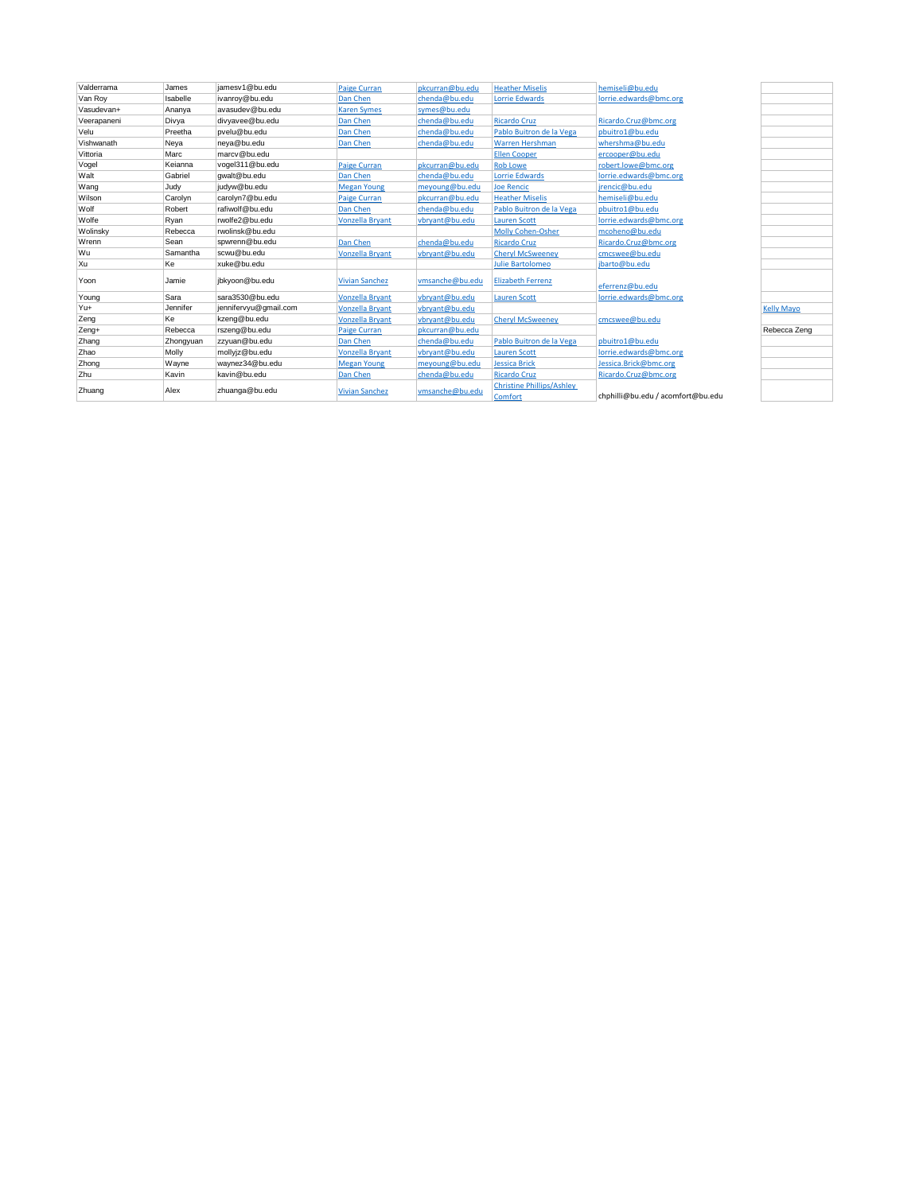| | | | | | | | |
|---|---|---|---|---|---|---|---|
| Valderrama | James | jamesv1@bu.edu | Paige Curran | pkcurran@bu.edu | Heather Miselis | hemiseli@bu.edu | |
| Van Roy | Isabelle | ivanroy@bu.edu | Dan Chen | chenda@bu.edu | Lorrie Edwards | lorrie.edwards@bmc.org | |
| Vasudevan+ | Ananya | avasudev@bu.edu | Karen Symes | symes@bu.edu | | | |
| Veerapaneni | Divya | divyavee@bu.edu | Dan Chen | chenda@bu.edu | Ricardo Cruz | Ricardo.Cruz@bmc.org | |
| Velu | Preetha | pvelu@bu.edu | Dan Chen | chenda@bu.edu | Pablo Buitron de la Vega | pbuitro1@bu.edu | |
| Vishwanath | Neya | neya@bu.edu | Dan Chen | chenda@bu.edu | Warren Hershman | whershma@bu.edu | |
| Vittoria | Marc | marcv@bu.edu | | | Ellen Cooper | ercooper@bu.edu | |
| Vogel | Keianna | vogel311@bu.edu | Paige Curran | pkcurran@bu.edu | Rob Lowe | robert.lowe@bmc.org | |
| Walt | Gabriel | gwalt@bu.edu | Dan Chen | chenda@bu.edu | Lorrie Edwards | lorrie.edwards@bmc.org | |
| Wang | Judy | judyw@bu.edu | Megan Young | meyoung@bu.edu | Joe Rencic | jrencic@bu.edu | |
| Wilson | Carolyn | carolyn7@bu.edu | Paige Curran | pkcurran@bu.edu | Heather Miselis | hemiseli@bu.edu | |
| Wolf | Robert | rafiwolf@bu.edu | Dan Chen | chenda@bu.edu | Pablo Buitron de la Vega | pbuitro1@bu.edu | |
| Wolfe | Ryan | rwolfe2@bu.edu | Vonzella Bryant | vbryant@bu.edu | Lauren Scott | lorrie.edwards@bmc.org | |
| Wolinsky | Rebecca | rwolinsk@bu.edu | | | Molly Cohen-Osher | mcoheno@bu.edu | |
| Wrenn | Sean | spwrenn@bu.edu | Dan Chen | chenda@bu.edu | Ricardo Cruz | Ricardo.Cruz@bmc.org | |
| Wu | Samantha | scwu@bu.edu | Vonzella Bryant | vbryant@bu.edu | Cheryl McSweeney | cmcswee@bu.edu | |
| Xu | Ke | xuke@bu.edu | | | Julie Bartolomeo | jbarto@bu.edu | |
| Yoon | Jamie | jbkyoon@bu.edu | Vivian Sanchez | vmsanche@bu.edu | Elizabeth Ferrenz | eferrenz@bu.edu | |
| Young | Sara | sara3530@bu.edu | Vonzella Bryant | vbryant@bu.edu | Lauren Scott | lorrie.edwards@bmc.org | |
| Yu+ | Jennifer | jennifervyu@gmail.com | Vonzella Bryant | vbryant@bu.edu | | | Kelly Mayo |
| Zeng | Ke | kzeng@bu.edu | Vonzella Bryant | vbryant@bu.edu | Cheryl McSweeney | cmcswee@bu.edu | |
| Zeng+ | Rebecca | rszeng@bu.edu | Paige Curran | pkcurran@bu.edu | | | Rebecca Zeng |
| Zhang | Zhongyuan | zzyuan@bu.edu | Dan Chen | chenda@bu.edu | Pablo Buitron de la Vega | pbuitro1@bu.edu | |
| Zhao | Molly | mollyjz@bu.edu | Vonzella Bryant | vbryant@bu.edu | Lauren Scott | lorrie.edwards@bmc.org | |
| Zhong | Wayne | waynez34@bu.edu | Megan Young | meyoung@bu.edu | Jessica Brick | Jessica.Brick@bmc.org | |
| Zhu | Kavin | kavin@bu.edu | Dan Chen | chenda@bu.edu | Ricardo Cruz | Ricardo.Cruz@bmc.org | |
| Zhuang | Alex | zhuanga@bu.edu | Vivian Sanchez | vmsanche@bu.edu | Christine Phillips/Ashley Comfort | chphilli@bu.edu / acomfort@bu.edu | |